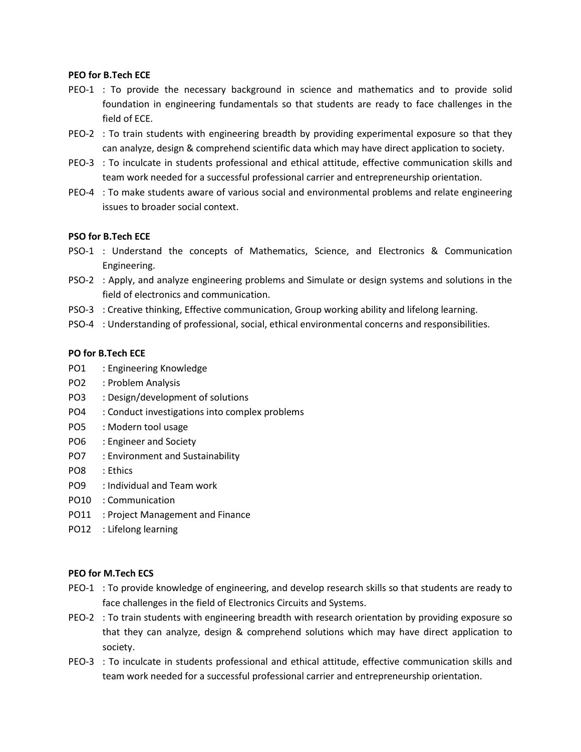**PEO for B.Tech ECE**

- PEO-1 : To provide the necessary background in science and mathematics and to provide solid foundation in engineering fundamentals so that students are ready to face challenges in the field of ECE.
- PEO-2 : To train students with engineering breadth by providing experimental exposure so that they can analyze, design & comprehend scientific data which may have direct application to society.
- PEO-3 : To inculcate in students professional and ethical attitude, effective communication skills and team work needed for a successful professional carrier and entrepreneurship orientation.
- PEO-4 : To make students aware of various social and environmental problems and relate engineering issues to broader social context.

**PSO for B.Tech ECE**

- PSO-1 : Understand the concepts of Mathematics, Science, and Electronics & Communication Engineering.
- PSO-2 : Apply, and analyze engineering problems and Simulate or design systems and solutions in the field of electronics and communication.
- PSO-3 : Creative thinking, Effective communication, Group working ability and lifelong learning.
- PSO-4 : Understanding of professional, social, ethical environmental concerns and responsibilities.

**PO for B.Tech ECE**

- PO1 : Engineering Knowledge
- PO2 : Problem Analysis
- PO3 : Design/development of solutions
- PO4 : Conduct investigations into complex problems
- PO5 : Modern tool usage
- PO6 : Engineer and Society
- PO7 : Environment and Sustainability
- PO8 : Ethics
- PO9 : Individual and Team work
- PO10 : Communication
- PO11 : Project Management and Finance
- PO12 : Lifelong learning

**PEO for M.Tech ECS**

- PEO-1 : To provide knowledge of engineering, and develop research skills so that students are ready to face challenges in the field of Electronics Circuits and Systems.
- PEO-2 : To train students with engineering breadth with research orientation by providing exposure so that they can analyze, design & comprehend solutions which may have direct application to society.
- PEO-3 : To inculcate in students professional and ethical attitude, effective communication skills and team work needed for a successful professional carrier and entrepreneurship orientation.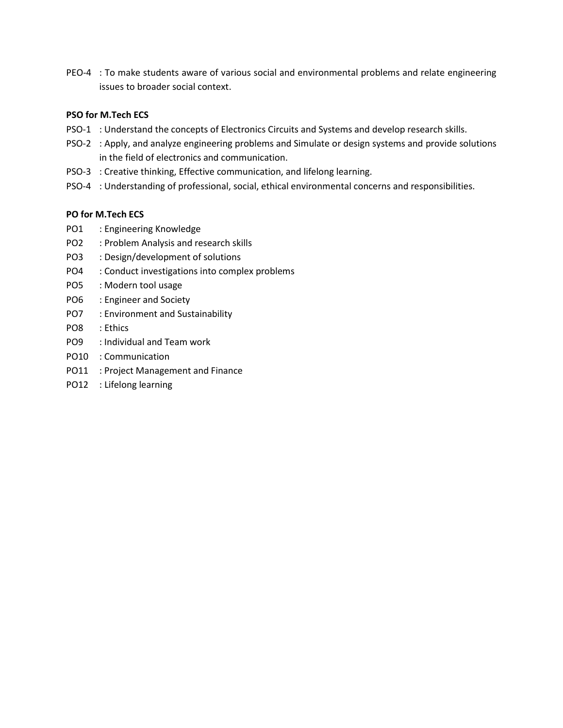PEO-4 : To make students aware of various social and environmental problems and relate engineering issues to broader social context.

**PSO for M.Tech ECS**

PSO-1 : Understand the concepts of Electronics Circuits and Systems and develop research skills.

PSO-2 : Apply, and analyze engineering problems and Simulate or design systems and provide solutions in the field of electronics and communication.

PSO-3 : Creative thinking, Effective communication, and lifelong learning.

PSO-4 : Understanding of professional, social, ethical environmental concerns and responsibilities.

**PO for M.Tech ECS**

PO1 : Engineering Knowledge

PO2 : Problem Analysis and research skills

PO3 : Design/development of solutions

PO4 : Conduct investigations into complex problems

PO5 : Modern tool usage

PO6 : Engineer and Society

PO7 : Environment and Sustainability

PO8 : Ethics

PO9 : Individual and Team work

PO10 : Communication

PO11 : Project Management and Finance

PO12 : Lifelong learning